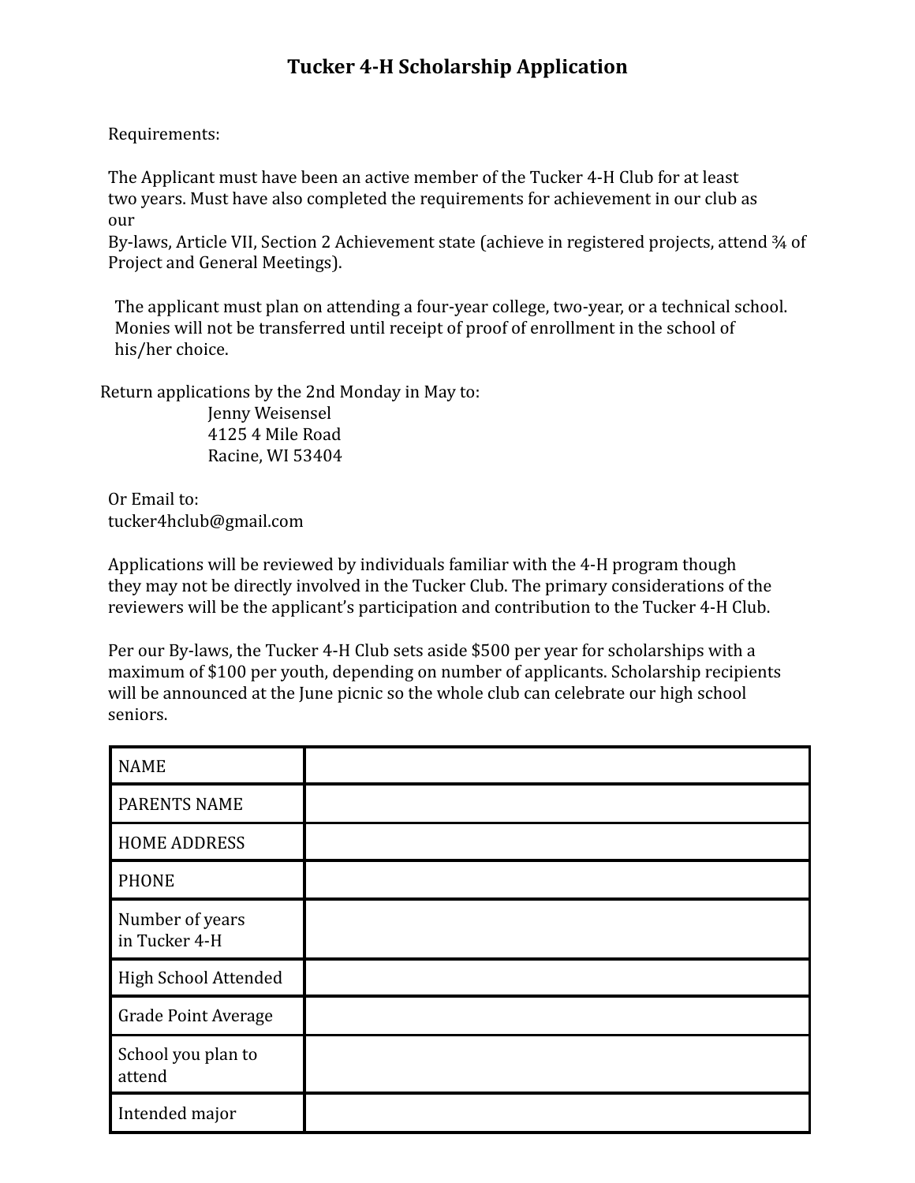# Tucker 4-H Scholarship Application

Requirements:

The Applicant must have been an active member of the Tucker 4-H Club for at least two years. Must have also completed the requirements for achievement in our club as our By-laws, Article VII, Section 2 Achievement state (achieve in registered projects, attend ¾ of Project and General Meetings).

The applicant must plan on attending a four-year college, two-year, or a technical school. Monies will not be transferred until receipt of proof of enrollment in the school of his/her choice.

Return applications by the 2nd Monday in May to:

Jenny Weisensel
4125 4 Mile Road
Racine, WI 53404

Or Email to:
tucker4hclub@gmail.com

Applications will be reviewed by individuals familiar with the 4-H program though they may not be directly involved in the Tucker Club. The primary considerations of the reviewers will be the applicant's participation and contribution to the Tucker 4-H Club.

Per our By-laws, the Tucker 4-H Club sets aside $500 per year for scholarships with a maximum of $100 per youth, depending on number of applicants. Scholarship recipients will be announced at the June picnic so the whole club can celebrate our high school seniors.

| | |
|---|---|
| NAME | |
| PARENTS NAME | |
| HOME ADDRESS | |
| PHONE | |
| Number of years in Tucker 4-H | |
| High School Attended | |
| Grade Point Average | |
| School you plan to attend | |
| Intended major | |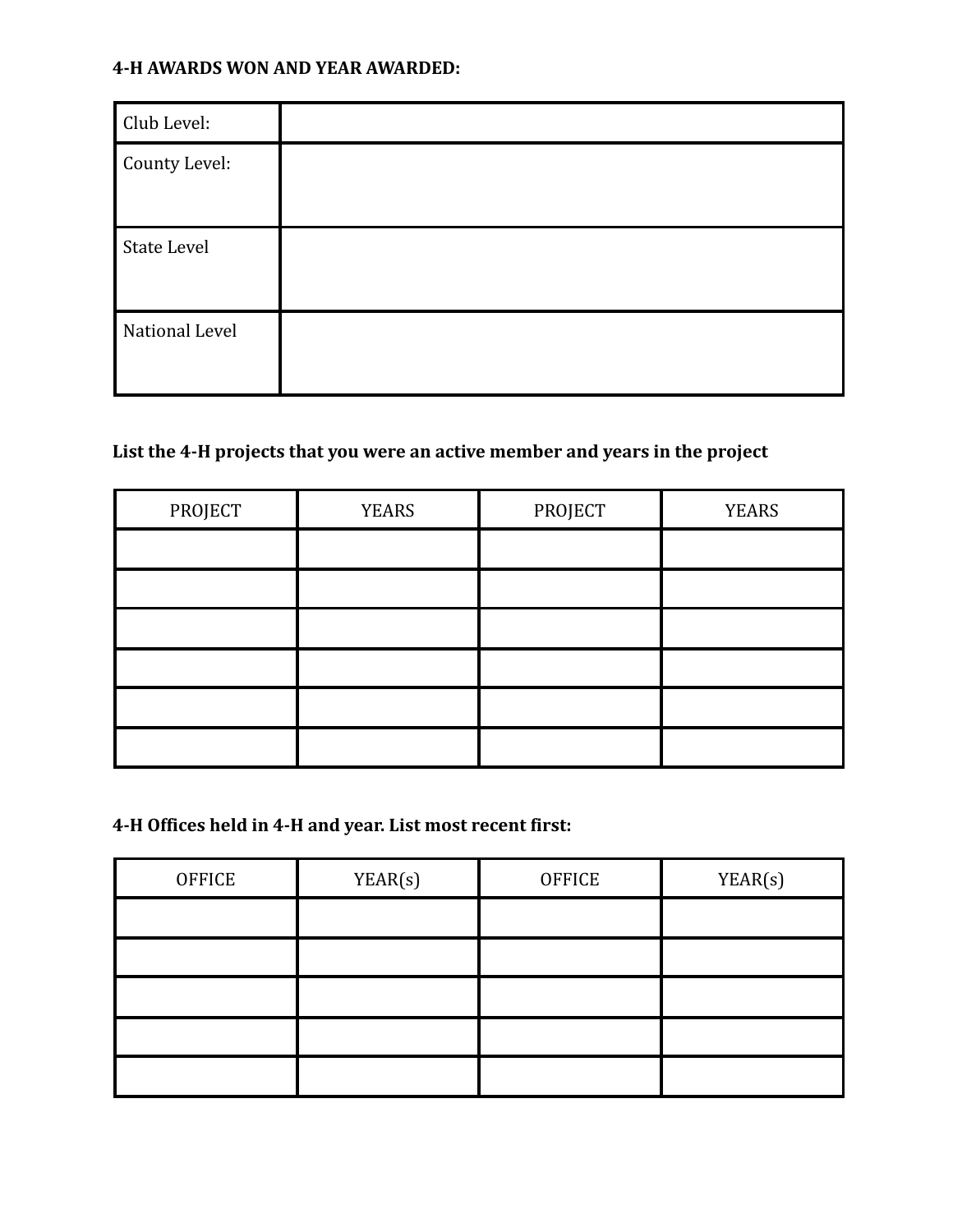**4-H AWARDS WON AND YEAR AWARDED:**

| Club Level: | |
|---|---|
| County Level: | |
| State Level | |
| National Level | |

**List the 4-H projects that you were an active member and years in the project**

| PROJECT | YEARS | PROJECT | YEARS |
|---|---|---|---|
| | | | |
| | | | |
| | | | |
| | | | |
| | | | |
| | | | |

**4-H Offices held in 4-H and year. List most recent first:**

| OFFICE | YEAR(s) | OFFICE | YEAR(s) |
|---|---|---|---|
| | | | |
| | | | |
| | | | |
| | | | |
| | | | |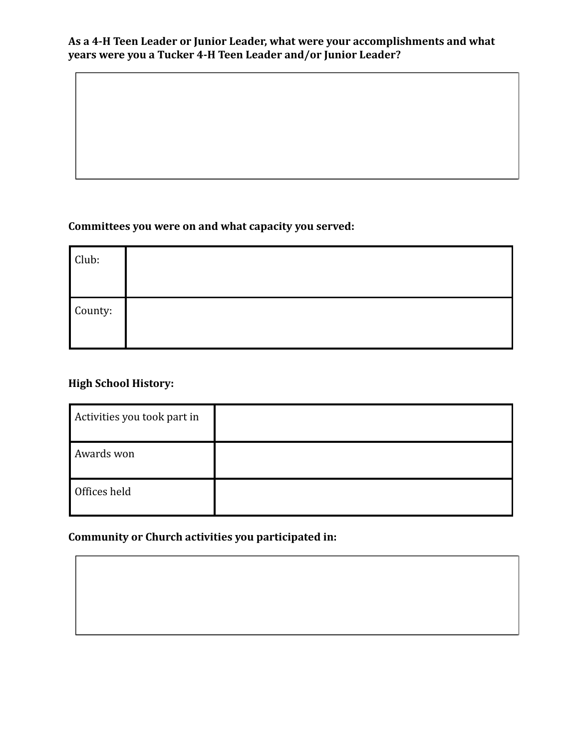**As a 4-H Teen Leader or Junior Leader, what were your accomplishments and what years were you a Tucker 4-H Teen Leader and/or Junior Leader?**

| |
|---|
| |

**Committees you were on and what capacity you served:**

| | |
|---|---|
| Club: | |
| County: | |

**High School History:**

| | |
|---|---|
| Activities you took part in | |
| Awards won | |
| Offices held | |

**Community or Church activities you participated in:**

| |
|---|
| |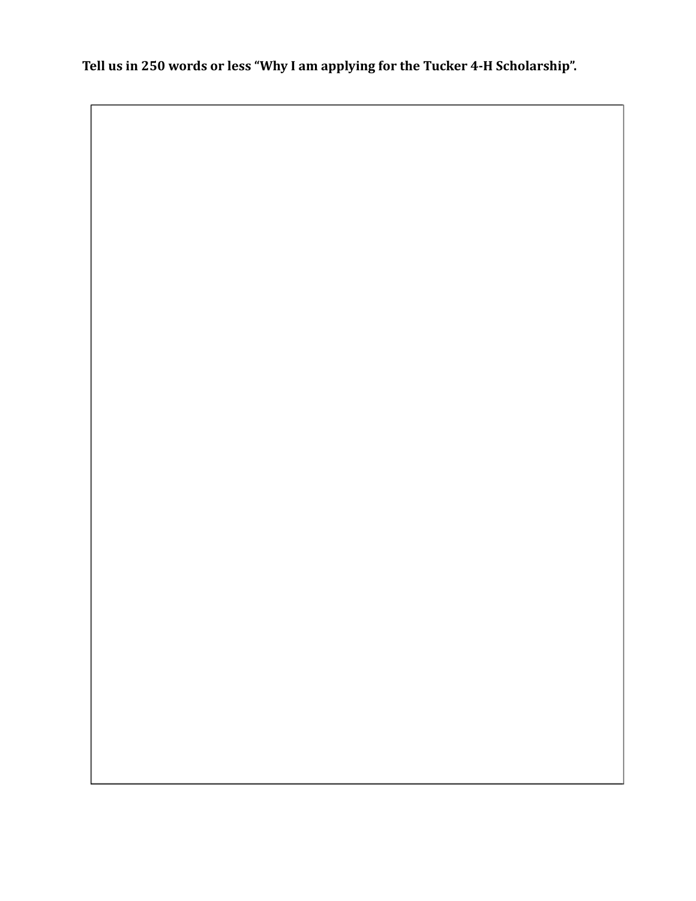**Tell us in 250 words or less "Why I am applying for the Tucker 4-H Scholarship".**